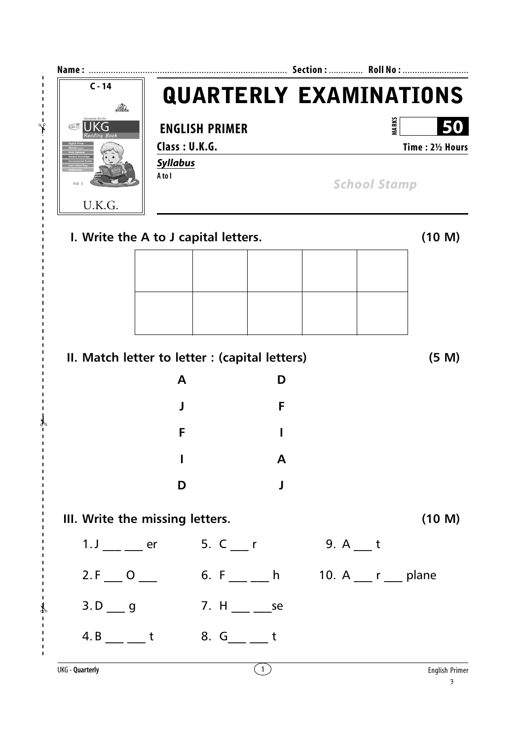Name : ................................................................................ Section : ............. Roll No : ...........................

C - 14

# QUARTERLY EXAMINATIONS

**ENGLISH PRIMER** | MARKS **50**

**Class : U.K.G.** | **Time : 2½ Hours**

***Syllabus***

**A to I**

*School Stamp*

## I. Write the A to J capital letters. (10 M)

| | | | | |
|---|---|---|---|---|
| | | | | |
| | | | | |

## II. Match letter to letter : (capital letters) (5 M)

| | |
|---|---|
| A | D |
| J | F |
| F | I |
| I | A |
| D | J |

## III. Write the missing letters. (10 M)

1. J ___ ___ er
2. F ___ O ___
3. D ___ g
4. B ___ ___ t
5. C ___ r
6. F ___ ___ h
7. H ___ ___se
8. G___ ___ t
9. A ___ t
10. A ___ r ___ plane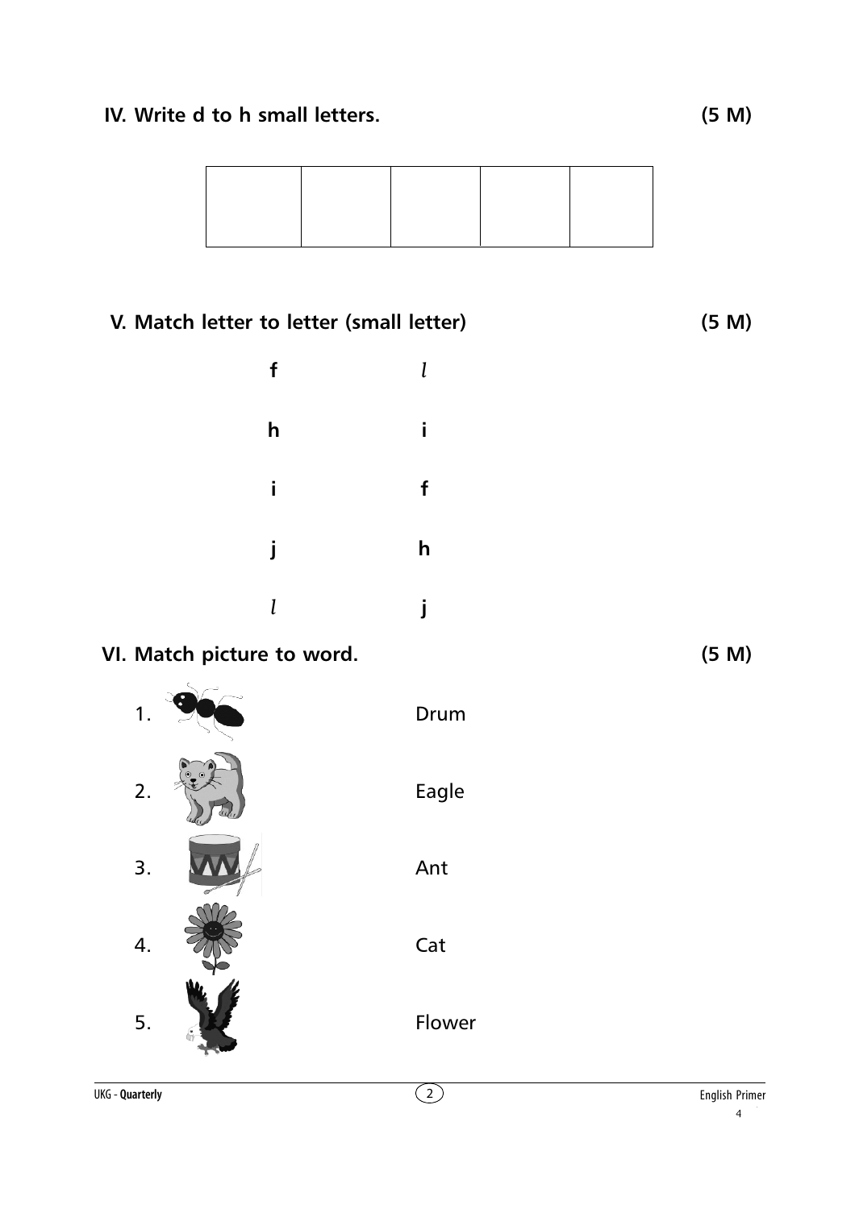## IV. Write d to h small letters. (5 M)

| | | | | |
|---|---|---|---|---|
| | | | | |

## V. Match letter to letter (small letter) (5 M)

| | |
|---|---|
| **f** | *l* |
| **h** | **i** |
| **i** | **f** |
| **j** | **h** |
| *l* | **j** |

## VI. Match picture to word. (5 M)

1. Drum
2. Eagle
3. Ant
4. Cat
5. Flower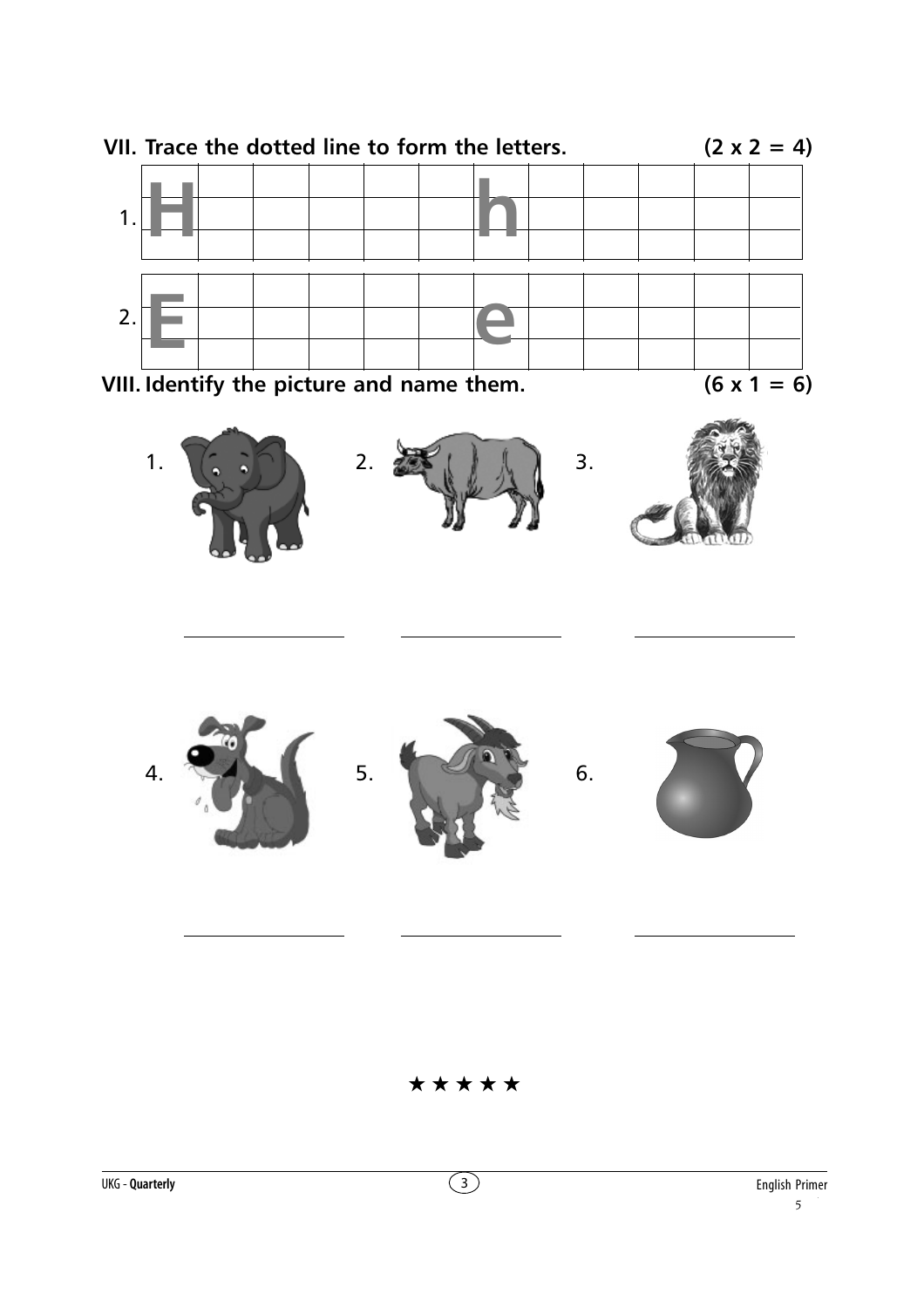## VII. Trace the dotted line to form the letters. (2 x 2 = 4)

1. H h

2. E e

## VIII. Identify the picture and name them. (6 x 1 = 6)

1. \_\_\_\_\_\_\_\_\_\_ 2. \_\_\_\_\_\_\_\_\_\_ 3. \_\_\_\_\_\_\_\_\_\_

4. \_\_\_\_\_\_\_\_\_\_ 5. \_\_\_\_\_\_\_\_\_\_ 6. \_\_\_\_\_\_\_\_\_\_

★★★★★